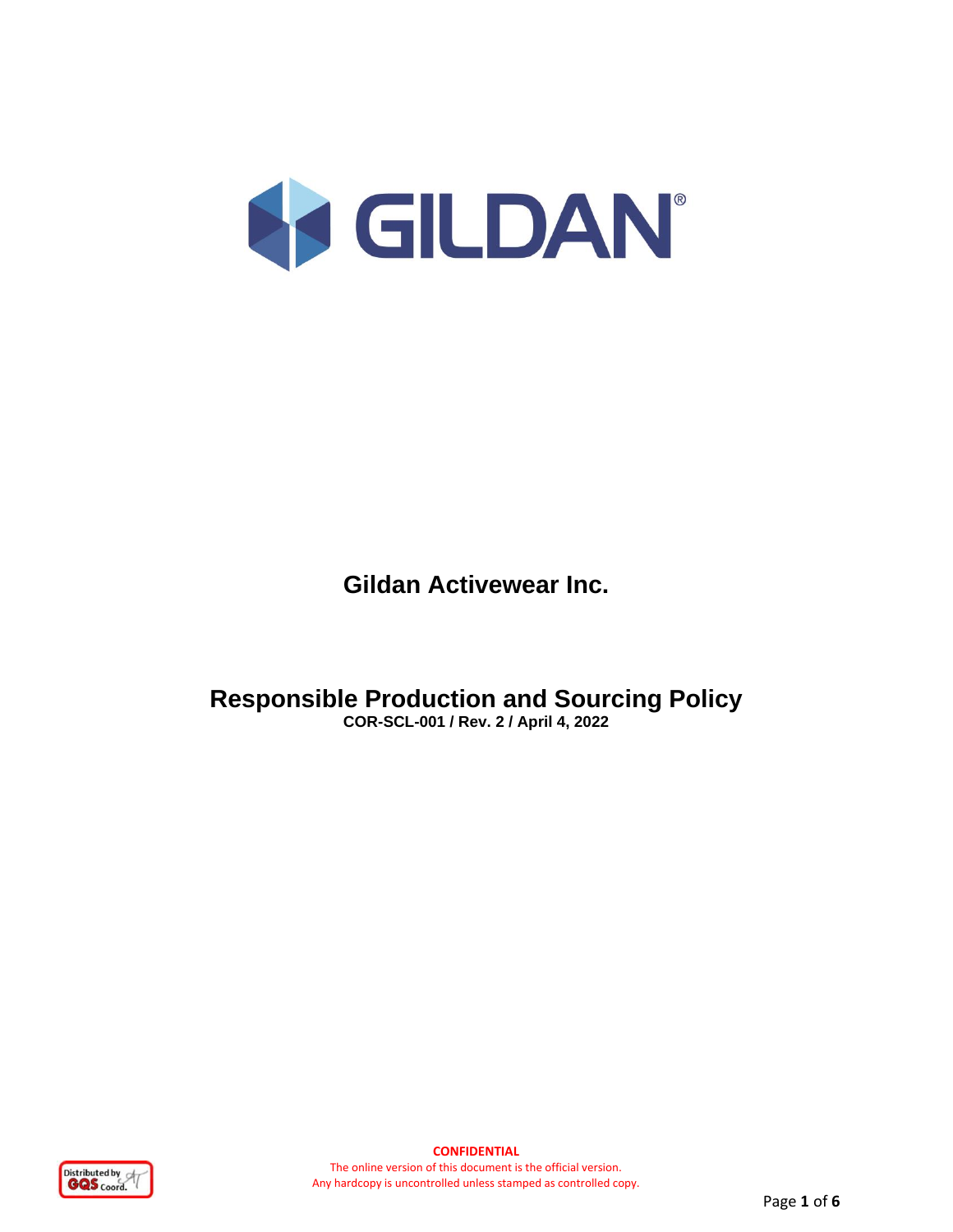# Gildan Activewear Inc.

## Responsible Production and Sourcing Policy

**COR-SCL-001 / Rev. 2 / April 4, 2022**

**CONFIDENTIAL**

The online version of this document is the official version.
Any hardcopy is uncontrolled unless stamped as controlled copy.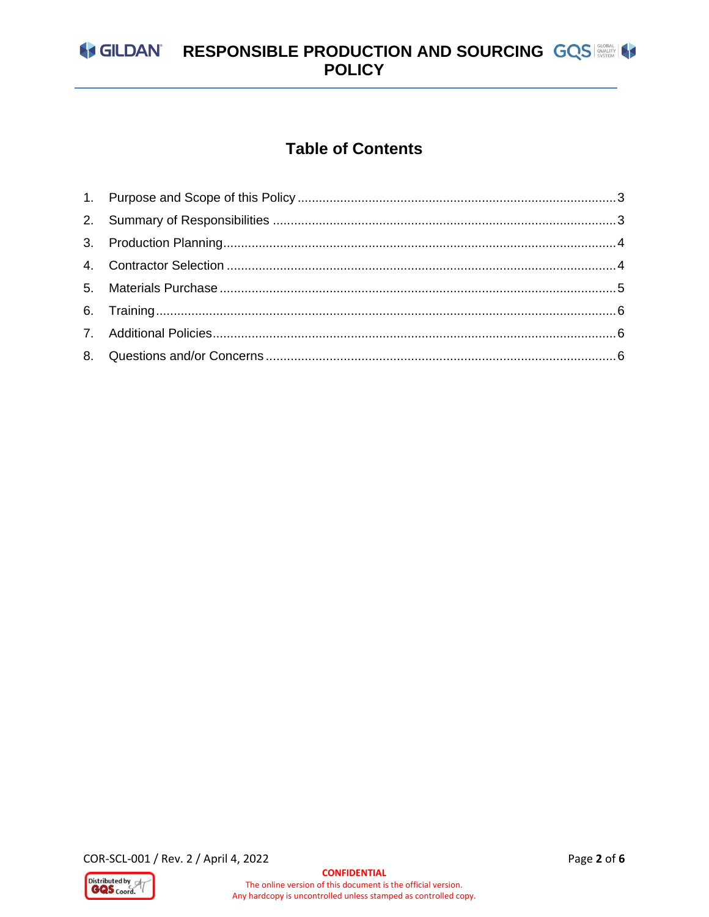## Table of Contents

1. Purpose and Scope of this Policy ..... 3
2. Summary of Responsibilities ..... 3
3. Production Planning ..... 4
4. Contractor Selection ..... 4
5. Materials Purchase ..... 5
6. Training ..... 6
7. Additional Policies ..... 6
8. Questions and/or Concerns ..... 6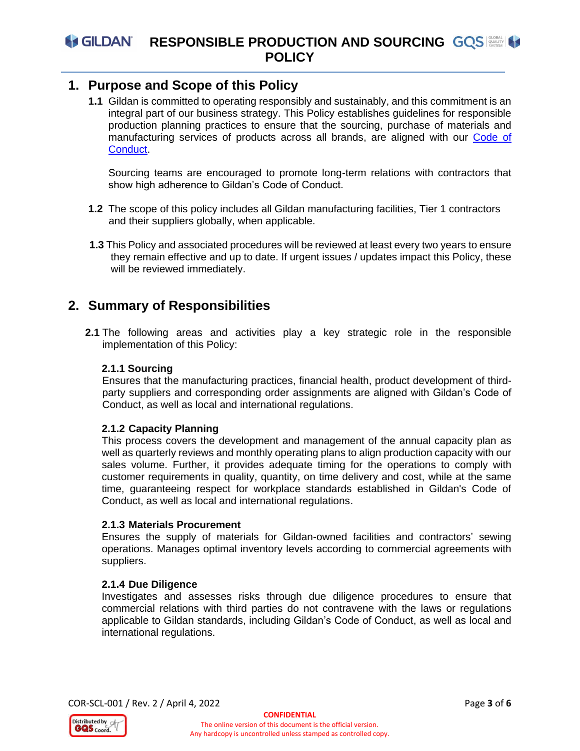## 1. Purpose and Scope of this Policy

**1.1** Gildan is committed to operating responsibly and sustainably, and this commitment is an integral part of our business strategy. This Policy establishes guidelines for responsible production planning practices to ensure that the sourcing, purchase of materials and manufacturing services of products across all brands, are aligned with our Code of Conduct.

Sourcing teams are encouraged to promote long-term relations with contractors that show high adherence to Gildan's Code of Conduct.

**1.2** The scope of this policy includes all Gildan manufacturing facilities, Tier 1 contractors and their suppliers globally, when applicable.

**1.3** This Policy and associated procedures will be reviewed at least every two years to ensure they remain effective and up to date. If urgent issues / updates impact this Policy, these will be reviewed immediately.

## 2. Summary of Responsibilities

**2.1** The following areas and activities play a key strategic role in the responsible implementation of this Policy:

**2.1.1 Sourcing**
Ensures that the manufacturing practices, financial health, product development of third-party suppliers and corresponding order assignments are aligned with Gildan's Code of Conduct, as well as local and international regulations.

**2.1.2 Capacity Planning**
This process covers the development and management of the annual capacity plan as well as quarterly reviews and monthly operating plans to align production capacity with our sales volume. Further, it provides adequate timing for the operations to comply with customer requirements in quality, quantity, on time delivery and cost, while at the same time, guaranteeing respect for workplace standards established in Gildan's Code of Conduct, as well as local and international regulations.

**2.1.3 Materials Procurement**
Ensures the supply of materials for Gildan-owned facilities and contractors' sewing operations. Manages optimal inventory levels according to commercial agreements with suppliers.

**2.1.4 Due Diligence**
Investigates and assesses risks through due diligence procedures to ensure that commercial relations with third parties do not contravene with the laws or regulations applicable to Gildan standards, including Gildan's Code of Conduct, as well as local and international regulations.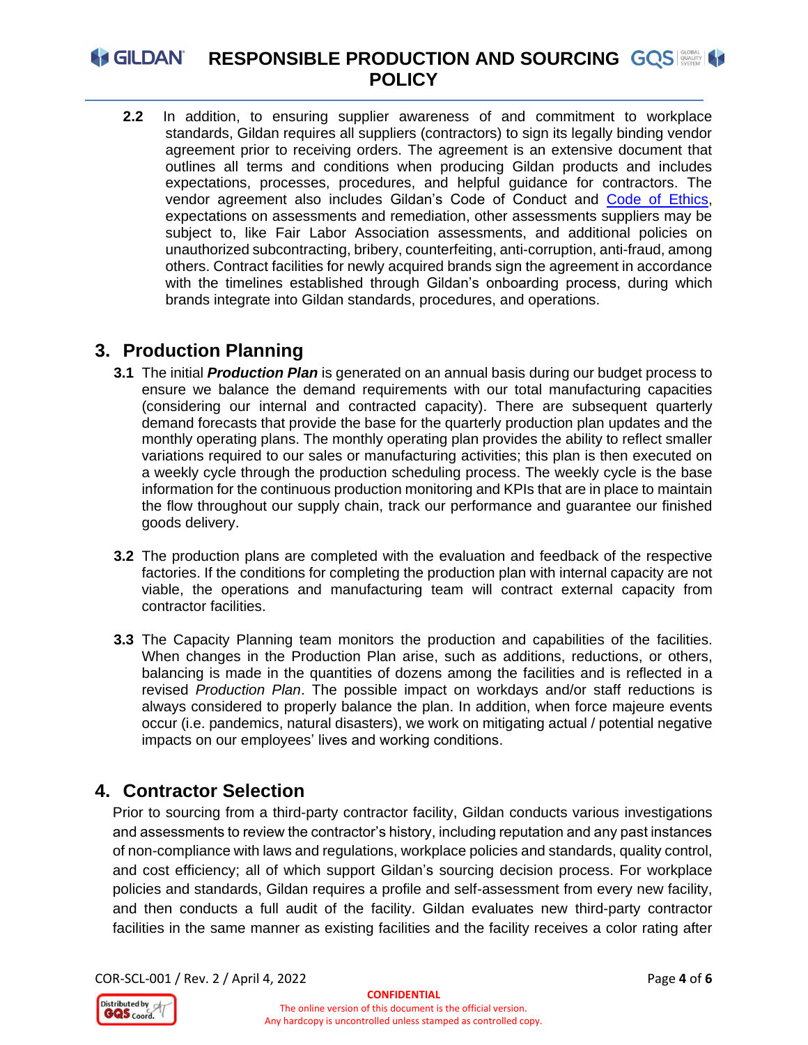**2.2** In addition, to ensuring supplier awareness of and commitment to workplace standards, Gildan requires all suppliers (contractors) to sign its legally binding vendor agreement prior to receiving orders. The agreement is an extensive document that outlines all terms and conditions when producing Gildan products and includes expectations, processes, procedures, and helpful guidance for contractors. The vendor agreement also includes Gildan's Code of Conduct and Code of Ethics, expectations on assessments and remediation, other assessments suppliers may be subject to, like Fair Labor Association assessments, and additional policies on unauthorized subcontracting, bribery, counterfeiting, anti-corruption, anti-fraud, among others. Contract facilities for newly acquired brands sign the agreement in accordance with the timelines established through Gildan's onboarding process, during which brands integrate into Gildan standards, procedures, and operations.

## 3. Production Planning

**3.1** The initial ***Production Plan*** is generated on an annual basis during our budget process to ensure we balance the demand requirements with our total manufacturing capacities (considering our internal and contracted capacity). There are subsequent quarterly demand forecasts that provide the base for the quarterly production plan updates and the monthly operating plans. The monthly operating plan provides the ability to reflect smaller variations required to our sales or manufacturing activities; this plan is then executed on a weekly cycle through the production scheduling process. The weekly cycle is the base information for the continuous production monitoring and KPIs that are in place to maintain the flow throughout our supply chain, track our performance and guarantee our finished goods delivery.

**3.2** The production plans are completed with the evaluation and feedback of the respective factories. If the conditions for completing the production plan with internal capacity are not viable, the operations and manufacturing team will contract external capacity from contractor facilities.

**3.3** The Capacity Planning team monitors the production and capabilities of the facilities. When changes in the Production Plan arise, such as additions, reductions, or others, balancing is made in the quantities of dozens among the facilities and is reflected in a revised *Production Plan*. The possible impact on workdays and/or staff reductions is always considered to properly balance the plan. In addition, when force majeure events occur (i.e. pandemics, natural disasters), we work on mitigating actual / potential negative impacts on our employees' lives and working conditions.

## 4. Contractor Selection

Prior to sourcing from a third-party contractor facility, Gildan conducts various investigations and assessments to review the contractor's history, including reputation and any past instances of non-compliance with laws and regulations, workplace policies and standards, quality control, and cost efficiency; all of which support Gildan's sourcing decision process. For workplace policies and standards, Gildan requires a profile and self-assessment from every new facility, and then conducts a full audit of the facility. Gildan evaluates new third-party contractor facilities in the same manner as existing facilities and the facility receives a color rating after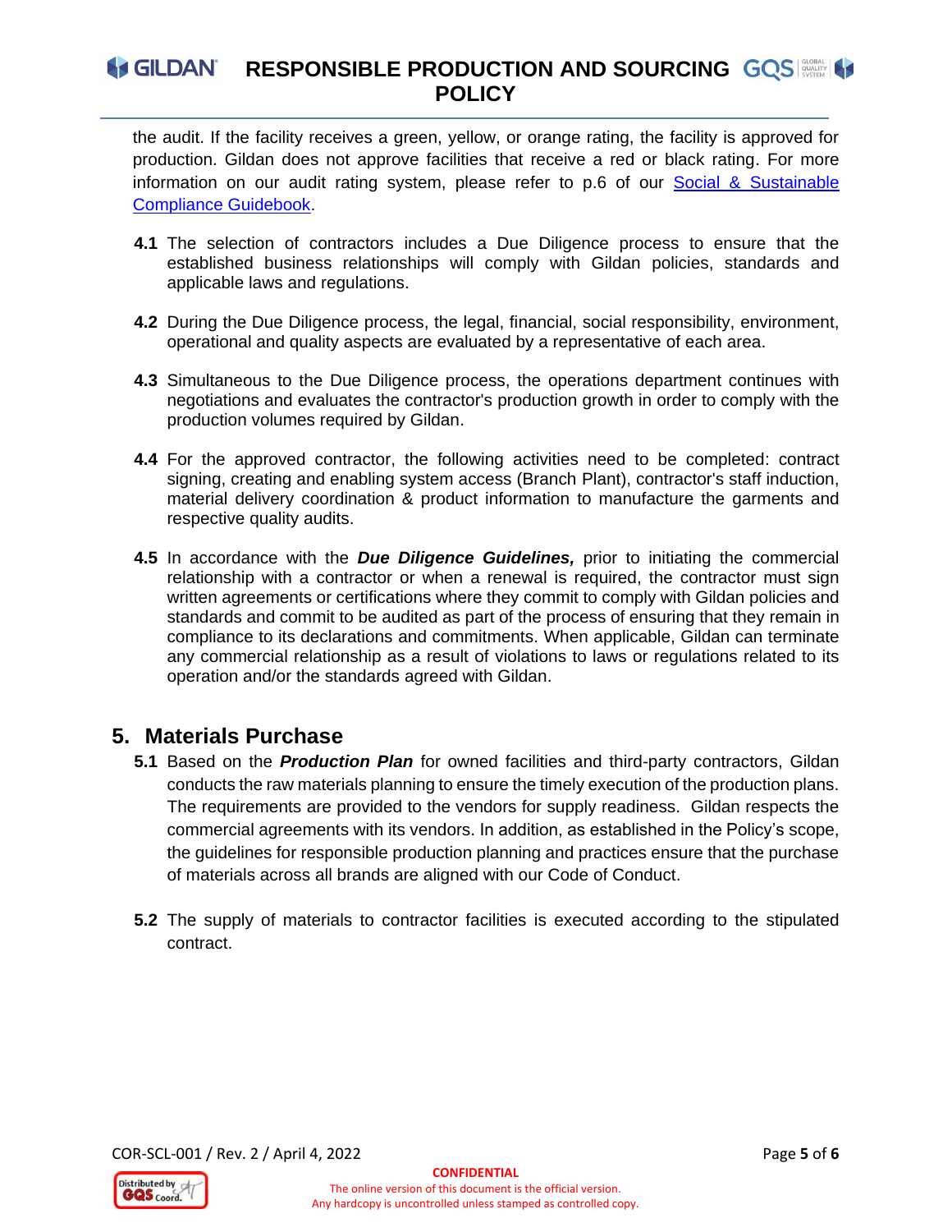the audit. If the facility receives a green, yellow, or orange rating, the facility is approved for production. Gildan does not approve facilities that receive a red or black rating. For more information on our audit rating system, please refer to p.6 of our Social & Sustainable Compliance Guidebook.

**4.1** The selection of contractors includes a Due Diligence process to ensure that the established business relationships will comply with Gildan policies, standards and applicable laws and regulations.

**4.2** During the Due Diligence process, the legal, financial, social responsibility, environment, operational and quality aspects are evaluated by a representative of each area.

**4.3** Simultaneous to the Due Diligence process, the operations department continues with negotiations and evaluates the contractor's production growth in order to comply with the production volumes required by Gildan.

**4.4** For the approved contractor, the following activities need to be completed: contract signing, creating and enabling system access (Branch Plant), contractor's staff induction, material delivery coordination & product information to manufacture the garments and respective quality audits.

**4.5** In accordance with the ***Due Diligence Guidelines,*** prior to initiating the commercial relationship with a contractor or when a renewal is required, the contractor must sign written agreements or certifications where they commit to comply with Gildan policies and standards and commit to be audited as part of the process of ensuring that they remain in compliance to its declarations and commitments. When applicable, Gildan can terminate any commercial relationship as a result of violations to laws or regulations related to its operation and/or the standards agreed with Gildan.

## 5. Materials Purchase

**5.1** Based on the ***Production Plan*** for owned facilities and third-party contractors, Gildan conducts the raw materials planning to ensure the timely execution of the production plans. The requirements are provided to the vendors for supply readiness. Gildan respects the commercial agreements with its vendors. In addition, as established in the Policy's scope, the guidelines for responsible production planning and practices ensure that the purchase of materials across all brands are aligned with our Code of Conduct.

**5.2** The supply of materials to contractor facilities is executed according to the stipulated contract.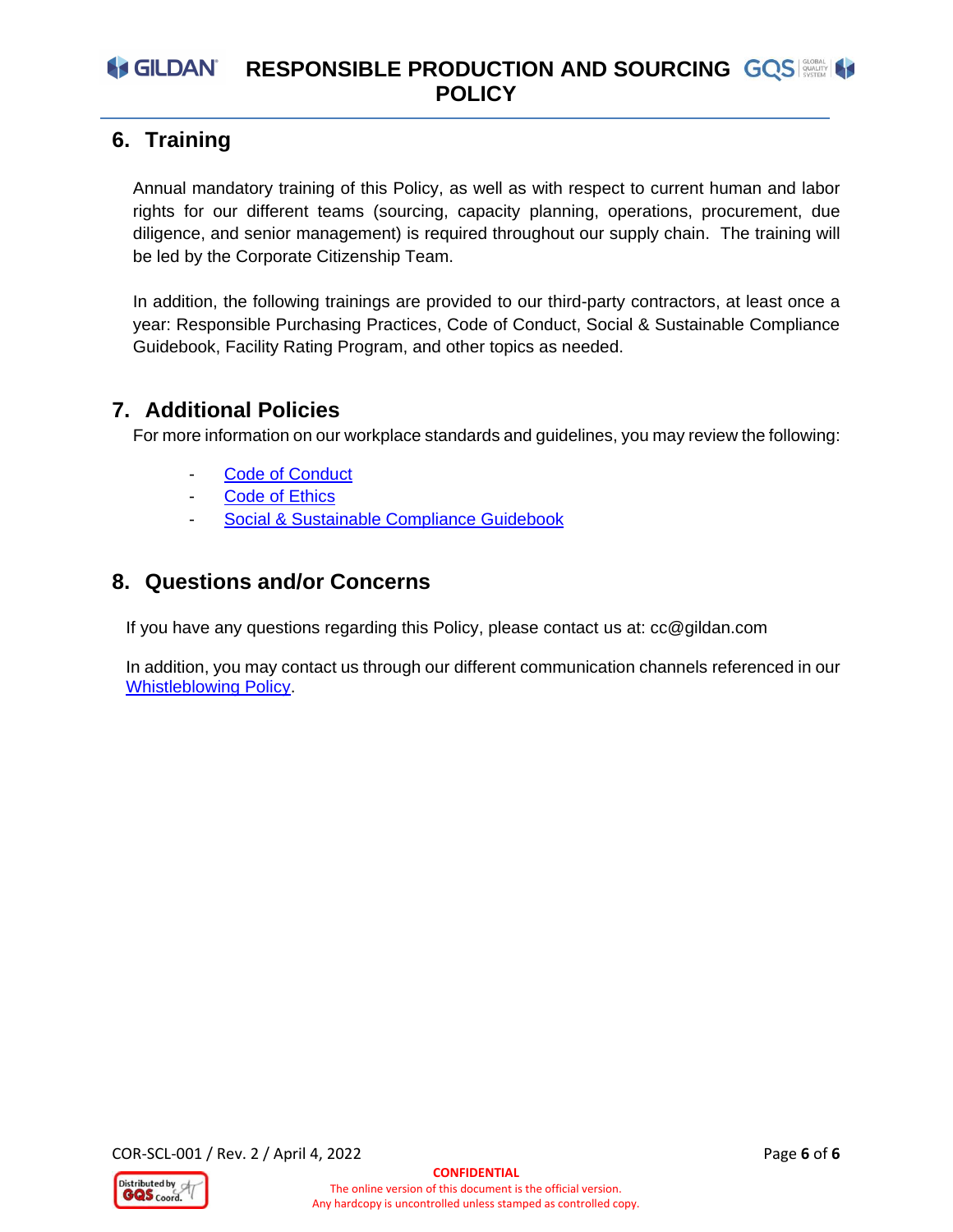## 6. Training

Annual mandatory training of this Policy, as well as with respect to current human and labor rights for our different teams (sourcing, capacity planning, operations, procurement, due diligence, and senior management) is required throughout our supply chain. The training will be led by the Corporate Citizenship Team.

In addition, the following trainings are provided to our third-party contractors, at least once a year: Responsible Purchasing Practices, Code of Conduct, Social & Sustainable Compliance Guidebook, Facility Rating Program, and other topics as needed.

## 7. Additional Policies

For more information on our workplace standards and guidelines, you may review the following:

- Code of Conduct
- Code of Ethics
- Social & Sustainable Compliance Guidebook

## 8. Questions and/or Concerns

If you have any questions regarding this Policy, please contact us at: cc@gildan.com

In addition, you may contact us through our different communication channels referenced in our Whistleblowing Policy.